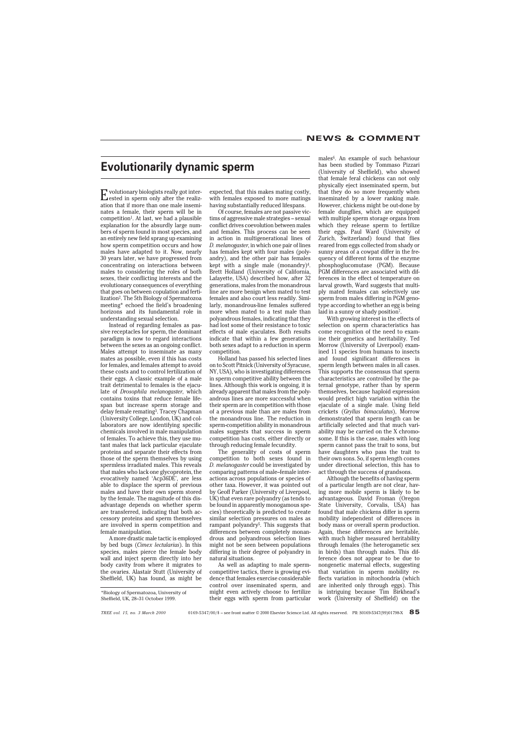# Evolutionarily dynamic sperm

Evolutionary biologists really got interested in sperm only after the realization that if more than one male inseminates a female, their sperm will be in competition[1]. At last, we had a plausible explanation for the absurdly large numbers of sperm found in most species, and an entirely new field sprang up examining how sperm competition occurs and how males have adapted to it. Now, nearly 30 years later, we have progressed from concentrating on interactions between males to considering the roles of both sexes, their conflicting interests and the evolutionary consequences of everything that goes on between copulation and fertilization[2]. The 5th Biology of Spermatozoa meeting* echoed the field's broadening horizons and its fundamental role in understanding sexual selection.

Instead of regarding females as passive receptacles for sperm, the dominant paradigm is now to regard interactions between the sexes as an ongoing conflict. Males attempt to inseminate as many mates as possible, even if this has costs for females, and females attempt to avoid these costs and to control fertilization of their eggs. A classic example of a male trait detrimental to females is the ejaculate of *Drosophila melanogaster*, which contains toxins that reduce female lifespan but increase sperm storage and delay female remating[3]. Tracey Chapman (University College, London, UK) and collaborators are now identifying specific chemicals involved in male manipulation of females. To achieve this, they use mutant males that lack particular ejaculate proteins and separate their effects from those of the sperm themselves by using spermless irradiated males. This reveals that males who lack one glycoprotein, the evocatively named 'Acp36DE', are less able to displace the sperm of previous males and have their own sperm stored by the female. The magnitude of this disadvantage depends on whether sperm are transferred, indicating that both accessory proteins and sperm themselves are involved in sperm competition and female manipulation.

A more drastic male tactic is employed by bed bugs (*Cimex lectularius*). In this species, males pierce the female body wall and inject sperm directly into her body cavity from where it migrates to the ovaries. Alastair Stutt (University of Sheffield, UK) has found, as might be expected, that this makes mating costly, with females exposed to more matings having substantially reduced lifespans.

Of course, females are not passive victims of aggressive male strategies – sexual conflict drives coevolution between males and females. This process can be seen in action in multigenerational lines of *D. melanogaster*, in which one pair of lines has females kept with four males (polyandry), and the other pair has females kept with a single male (monandry)[4]. Brett Holland (University of California, Lafayette, USA) described how, after 32 generations, males from the monandrous line are more benign when mated to test females and also court less readily. Similarly, monandrous-line females suffered more when mated to a test male than polyandrous females, indicating that they had lost some of their resistance to toxic effects of male ejaculates. Both results indicate that within a few generations both sexes adapt to a reduction in sperm competition.

Holland has passed his selected lines on to Scott Pitnick (University of Syracuse, NY, USA), who is investigating differences in sperm competitive ability between the lines. Although this work is ongoing, it is already apparent that males from the polyandrous lines are more successful when their sperm are in competition with those of a previous male than are males from the monandrous line. The reduction in sperm-competition ability in monandrous males suggests that success in sperm competition has costs, either directly or through reducing female fecundity.

The generality of costs of sperm competition to both sexes found in *D. melanogaster* could be investigated by comparing patterns of male–female interactions across populations or species of other taxa. However, it was pointed out by Geoff Parker (University of Liverpool, UK) that even rare polyandry (as tends to be found in apparently monogamous species) theoretically is predicted to create similar selection pressures on males as rampant polyandry[5]. This suggests that differences between completely monandrous and polyandrous selection lines might not be seen between populations differing in their degree of polyandry in natural situations.

As well as adapting to male sperm-competitive tactics, there is growing evidence that females exercise considerable control over inseminated sperm, and might even actively choose to fertilize their eggs with sperm from particular males[6]. An example of such behaviour has been studied by Tommaso Pizzari (University of Sheffield), who showed that female feral chickens can not only physically eject inseminated sperm, but that they do so more frequently when inseminated by a lower ranking male. However, chickens might be out-done by female dungflies, which are equipped with multiple sperm storage organs from which they release sperm to fertilize their eggs. Paul Ward (University of Zurich, Switzerland) found that flies reared from eggs collected from shady or sunny areas of a cowpat differ in the frequency of different forms of the enzyme phosphoglucomutase (PGM). Because PGM differences are associated with differences in the effect of temperature on larval growth, Ward suggests that multiply mated females can selectively use sperm from males differing in PGM genotype according to whether an egg is being laid in a sunny or shady position[7].

With growing interest in the effects of selection on sperm characteristics has come recognition of the need to examine their genetics and heritability. Ted Morrow (University of Liverpool) examined 11 species from humans to insects and found significant differences in sperm length between males in all cases. This supports the consensus that sperm characteristics are controlled by the paternal genotype, rather than by sperm themselves, because haploid expression would predict high variation within the ejaculate of a single male. Using field crickets (*Gryllus bimaculatus*), Morrow demonstrated that sperm length can be artificially selected and that much variability may be carried on the X chromosome. If this is the case, males with long sperm cannot pass the trait to sons, but have daughters who pass the trait to their own sons. So, if sperm length comes under directional selection, this has to act through the success of grandsons.

Although the benefits of having sperm of a particular length are not clear, having more mobile sperm is likely to be advantageous. David Froman (Oregon State University, Corvalis, USA) has found that male chickens differ in sperm mobility independent of differences in body mass or overall sperm production. Again, these differences are heritable, with much higher measured heritability through females (the heterogametic sex in birds) than through males. This difference does not appear to be due to nongenetic maternal effects, suggesting that variation in sperm mobility reflects variation in mitochondria (which are inherited only through eggs). This is intriguing because Tim Birkhead's work (University of Sheffield) on the

*Biology of Spermatozoa, University of Sheffield, UK, 28–31 October 1999.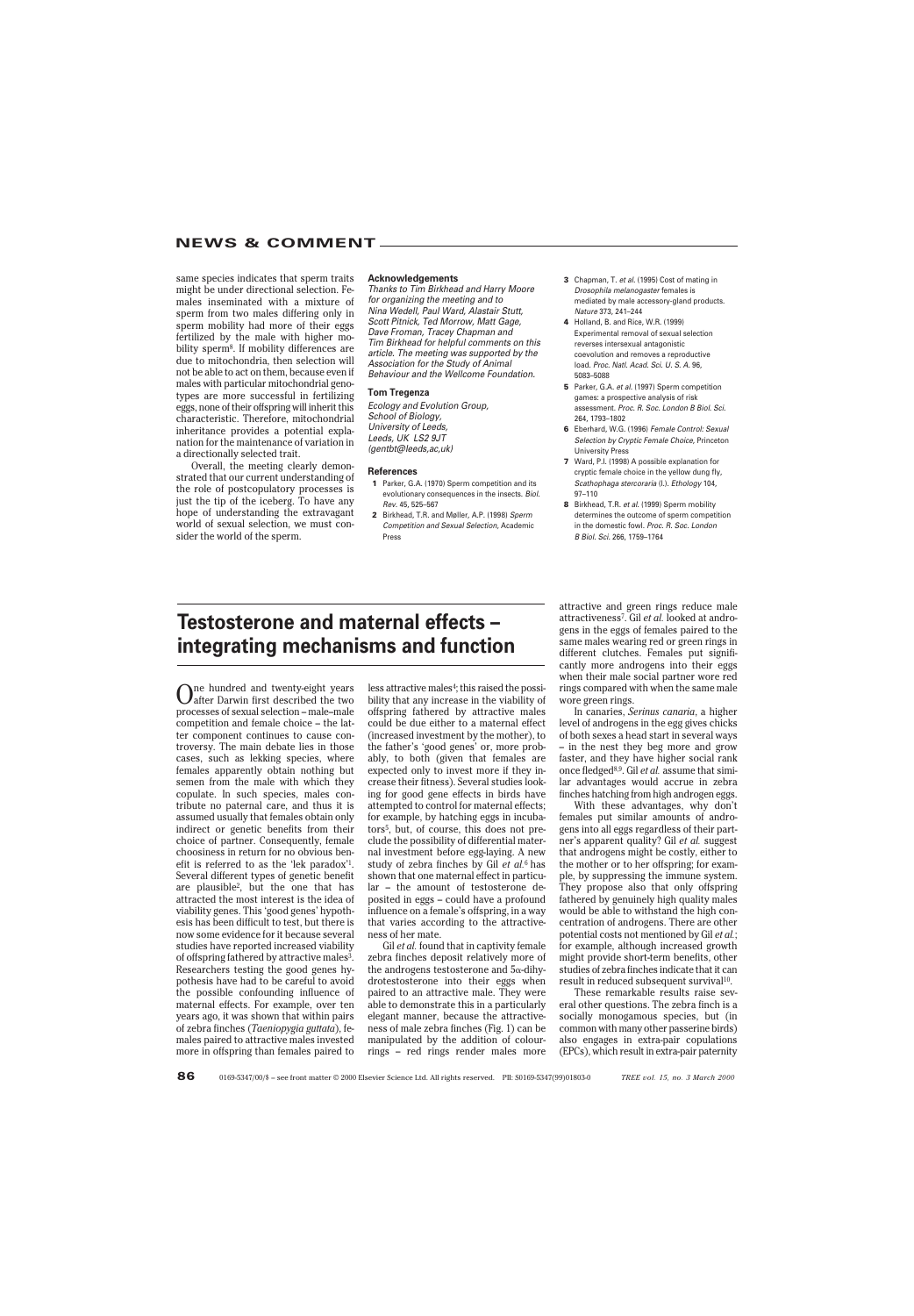same species indicates that sperm traits might be under directional selection. Females inseminated with a mixture of sperm from two males differing only in sperm mobility had more of their eggs fertilized by the male with higher mobility sperm[8]. If mobility differences are due to mitochondria, then selection will not be able to act on them, because even if males with particular mitochondrial genotypes are more successful in fertilizing eggs, none of their offspring will inherit this characteristic. Therefore, mitochondrial inheritance provides a potential explanation for the maintenance of variation in a directionally selected trait.

Overall, the meeting clearly demonstrated that our current understanding of the role of postcopulatory processes is just the tip of the iceberg. To have any hope of understanding the extravagant world of sexual selection, we must consider the world of the sperm.

### Acknowledgements

*Thanks to Tim Birkhead and Harry Moore for organizing the meeting and to Nina Wedell, Paul Ward, Alastair Stutt, Scott Pitnick, Ted Morrow, Matt Gage, Dave Froman, Tracey Chapman and Tim Birkhead for helpful comments on this article. The meeting was supported by the Association for the Study of Animal Behaviour and the Wellcome Foundation.*

**Tom Tregenza**

*Ecology and Evolution Group, School of Biology, University of Leeds, Leeds, UK LS2 9JT (gentbt@leeds,ac,uk)*

### References

1 Parker, G.A. (1970) Sperm competition and its evolutionary consequences in the insects. *Biol. Rev.* 45, 525–567

2 Birkhead, T.R. and Møller, A.P. (1998) *Sperm Competition and Sexual Selection*, Academic Press

3 Chapman, T. *et al.* (1995) Cost of mating in *Drosophila melanogaster* females is mediated by male accessory-gland products. *Nature* 373, 241–244

4 Holland, B. and Rice, W.R. (1999) Experimental removal of sexual selection reverses intersexual antagonistic coevolution and removes a reproductive load. *Proc. Natl. Acad. Sci. U. S. A.* 96, 5083–5088

5 Parker, G.A. *et al.* (1997) Sperm competition games: a prospective analysis of risk assessment. *Proc. R. Soc. London B Biol. Sci.* 264, 1793–1802

6 Eberhard, W.G. (1996) *Female Control: Sexual Selection by Cryptic Female Choice*, Princeton University Press

7 Ward, P.I. (1998) A possible explanation for cryptic female choice in the yellow dung fly, *Scathophaga stercoraria* (L.). *Ethology* 104, 97–110

8 Birkhead, T.R. *et al.* (1999) Sperm mobility determines the outcome of sperm competition in the domestic fowl. *Proc. R. Soc. London B Biol. Sci.* 266, 1759–1764

# Testosterone and maternal effects – integrating mechanisms and function

One hundred and twenty-eight years after Darwin first described the two processes of sexual selection – male–male competition and female choice – the latter component continues to cause controversy. The main debate lies in those cases, such as lekking species, where females apparently obtain nothing but semen from the male with which they copulate. In such species, males contribute no paternal care, and thus it is assumed usually that females obtain only indirect or genetic benefits from their choice of partner. Consequently, female choosiness in return for no obvious benefit is referred to as the 'lek paradox'[1]. Several different types of genetic benefit are plausible[2], but the one that has attracted the most interest is the idea of viability genes. This 'good genes' hypothesis has been difficult to test, but there is now some evidence for it because several studies have reported increased viability of offspring fathered by attractive males[3]. Researchers testing the good genes hypothesis have had to be careful to avoid the possible confounding influence of maternal effects. For example, over ten years ago, it was shown that within pairs of zebra finches (*Taeniopygia guttata*), females paired to attractive males invested more in offspring than females paired to less attractive males[4]; this raised the possibility that any increase in the viability of offspring fathered by attractive males could be due either to a maternal effect (increased investment by the mother), to the father's 'good genes' or, more probably, to both (given that females are expected only to invest more if they increase their fitness). Several studies looking for good gene effects in birds have attempted to control for maternal effects; for example, by hatching eggs in incubators[5], but, of course, this does not preclude the possibility of differential maternal investment before egg-laying. A new study of zebra finches by Gil *et al.*[6] has shown that one maternal effect in particular – the amount of testosterone deposited in eggs – could have a profound influence on a female's offspring, in a way that varies according to the attractiveness of her mate.

Gil *et al.* found that in captivity female zebra finches deposit relatively more of the androgens testosterone and 5α-dihydrotestosterone into their eggs when paired to an attractive male. They were able to demonstrate this in a particularly elegant manner, because the attractiveness of male zebra finches (Fig. 1) can be manipulated by the addition of colour rings – red rings render males more attractive and green rings reduce male attractiveness[7]. Gil *et al.* looked at androgens in the eggs of females paired to the same males wearing red or green rings in different clutches. Females put significantly more androgens into their eggs when their male social partner wore red rings compared with when the same male wore green rings.

In canaries, *Serinus canaria*, a higher level of androgens in the egg gives chicks of both sexes a head start in several ways – in the nest they beg more and grow faster, and they have higher social rank once fledged[8,9]. Gil *et al.* assume that similar advantages would accrue in zebra finches hatching from high androgen eggs.

With these advantages, why don't females put similar amounts of androgens into all eggs regardless of their partner's apparent quality? Gil *et al.* suggest that androgens might be costly, either to the mother or to her offspring; for example, by suppressing the immune system. They propose also that only offspring fathered by genuinely high quality males would be able to withstand the high concentration of androgens. There are other potential costs not mentioned by Gil *et al.*; for example, although increased growth might provide short-term benefits, other studies of zebra finches indicate that it can result in reduced subsequent survival[10].

These remarkable results raise several other questions. The zebra finch is a socially monogamous species, but (in common with many other passerine birds) also engages in extra-pair copulations (EPCs), which result in extra-pair paternity